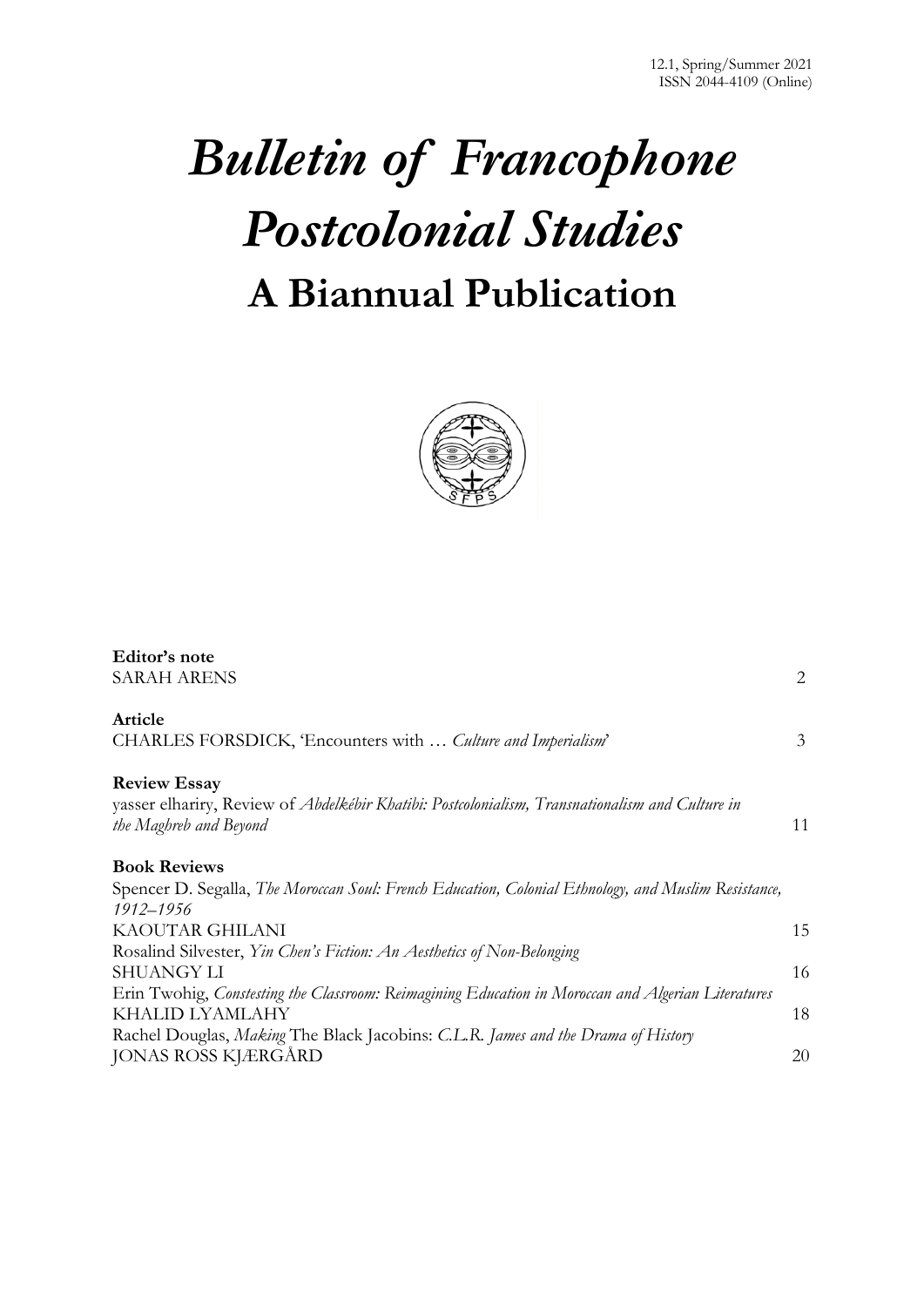12.1, Spring/Summer 2021
ISSN 2044-4109 (Online)

# *Bulletin of Francophone Postcolonial Studies*

## A Biannual Publication

**Editor's note**
SARAH ARENS 2

**Article**
CHARLES FORSDICK, 'Encounters with … *Culture and Imperialism*' 3

**Review Essay**
yasser elhariry, Review of *Abdelkébir Khatibi: Postcolonialism, Transnationalism and Culture in the Maghreb and Beyond* 11

**Book Reviews**
Spencer D. Segalla, *The Moroccan Soul: French Education, Colonial Ethnology, and Muslim Resistance, 1912–1956*
KAOUTAR GHILANI 15
Rosalind Silvester, *Yin Chen's Fiction: An Aesthetics of Non-Belonging*
SHUANGY LI 16
Erin Twohig, *Contesting the Classroom: Reimagining Education in Moroccan and Algerian Literatures*
KHALID LYAMLAHY 18
Rachel Douglas, *Making* The Black Jacobins: *C.L.R. James and the Drama of History*
JONAS ROSS KJÆRGÅRD 20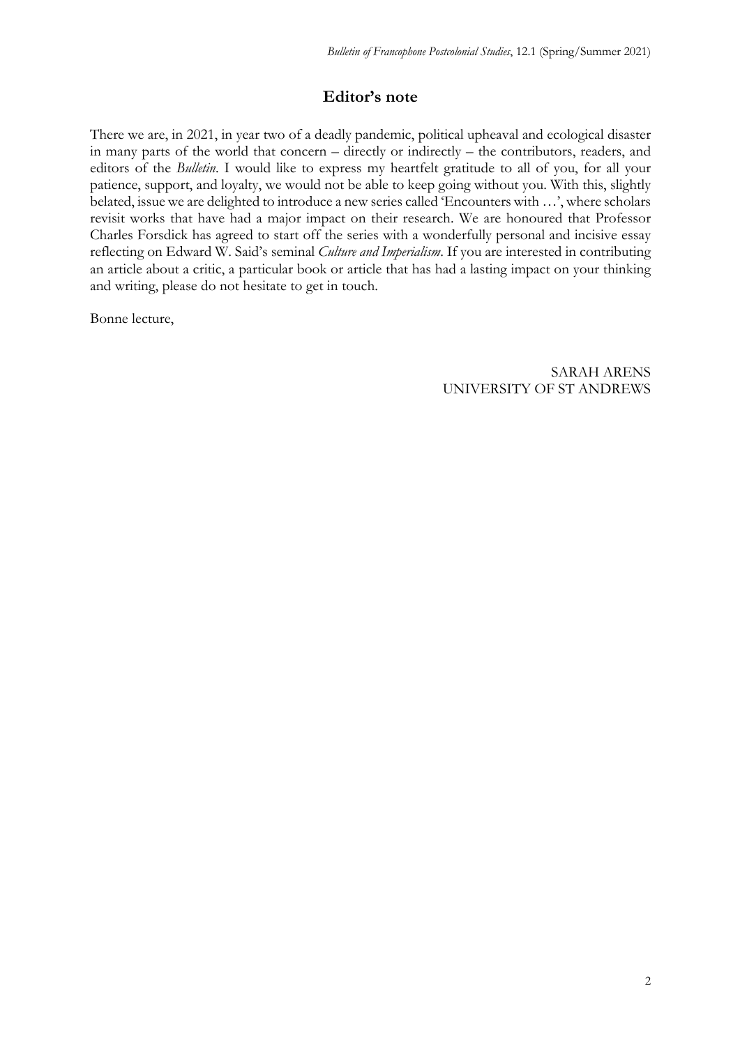## Editor's note

There we are, in 2021, in year two of a deadly pandemic, political upheaval and ecological disaster in many parts of the world that concern – directly or indirectly – the contributors, readers, and editors of the *Bulletin*. I would like to express my heartfelt gratitude to all of you, for all your patience, support, and loyalty, we would not be able to keep going without you. With this, slightly belated, issue we are delighted to introduce a new series called 'Encounters with …', where scholars revisit works that have had a major impact on their research. We are honoured that Professor Charles Forsdick has agreed to start off the series with a wonderfully personal and incisive essay reflecting on Edward W. Said's seminal *Culture and Imperialism*. If you are interested in contributing an article about a critic, a particular book or article that has had a lasting impact on your thinking and writing, please do not hesitate to get in touch.

Bonne lecture,

SARAH ARENS
UNIVERSITY OF ST ANDREWS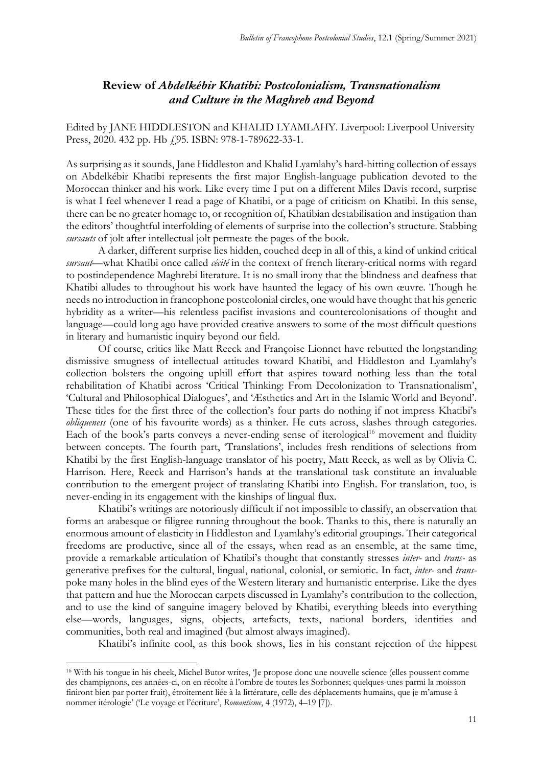## Review of *Abdelkébir Khatibi: Postcolonialism, Transnationalism and Culture in the Maghreb and Beyond*

Edited by JANE HIDDLESTON and KHALID LYAMLAHY. Liverpool: Liverpool University Press, 2020. 432 pp. Hb £95. ISBN: 978-1-789622-33-1.

As surprising as it sounds, Jane Hiddleston and Khalid Lyamlahy's hard-hitting collection of essays on Abdelkébir Khatibi represents the first major English-language publication devoted to the Moroccan thinker and his work. Like every time I put on a different Miles Davis record, surprise is what I feel whenever I read a page of Khatibi, or a page of criticism on Khatibi. In this sense, there can be no greater homage to, or recognition of, Khatibian destabilisation and instigation than the editors' thoughtful interfolding of elements of surprise into the collection's structure. Stabbing *sursauts* of jolt after intellectual jolt permeate the pages of the book.

A darker, different surprise lies hidden, couched deep in all of this, a kind of unkind critical *sursaut*—what Khatibi once called *cécité* in the context of french literary-critical norms with regard to postindependence Maghrebi literature. It is no small irony that the blindness and deafness that Khatibi alludes to throughout his work have haunted the legacy of his own œuvre. Though he needs no introduction in francophone postcolonial circles, one would have thought that his generic hybridity as a writer—his relentless pacifist invasions and countercolonisations of thought and language—could long ago have provided creative answers to some of the most difficult questions in literary and humanistic inquiry beyond our field.

Of course, critics like Matt Reeck and Françoise Lionnet have rebutted the longstanding dismissive smugness of intellectual attitudes toward Khatibi, and Hiddleston and Lyamlahy's collection bolsters the ongoing uphill effort that aspires toward nothing less than the total rehabilitation of Khatibi across 'Critical Thinking: From Decolonization to Transnationalism', 'Cultural and Philosophical Dialogues', and 'Æsthetics and Art in the Islamic World and Beyond'. These titles for the first three of the collection's four parts do nothing if not impress Khatibi's *obliqueness* (one of his favourite words) as a thinker. He cuts across, slashes through categories. Each of the book's parts conveys a never-ending sense of iterological[16] movement and fluidity between concepts. The fourth part, 'Translations', includes fresh renditions of selections from Khatibi by the first English-language translator of his poetry, Matt Reeck, as well as by Olivia C. Harrison. Here, Reeck and Harrison's hands at the translational task constitute an invaluable contribution to the emergent project of translating Khatibi into English. For translation, too, is never-ending in its engagement with the kinships of lingual flux.

Khatibi's writings are notoriously difficult if not impossible to classify, an observation that forms an arabesque or filigree running throughout the book. Thanks to this, there is naturally an enormous amount of elasticity in Hiddleston and Lyamlahy's editorial groupings. Their categorical freedoms are productive, since all of the essays, when read as an ensemble, at the same time, provide a remarkable articulation of Khatibi's thought that constantly stresses *inter-* and *trans-* as generative prefixes for the cultural, lingual, national, colonial, or semiotic. In fact, *inter-* and *trans-* poke many holes in the blind eyes of the Western literary and humanistic enterprise. Like the dyes that pattern and hue the Moroccan carpets discussed in Lyamlahy's contribution to the collection, and to use the kind of sanguine imagery beloved by Khatibi, everything bleeds into everything else—words, languages, signs, objects, artefacts, texts, national borders, identities and communities, both real and imagined (but almost always imagined).

Khatibi's infinite cool, as this book shows, lies in his constant rejection of the hippest

---

[16] With his tongue in his cheek, Michel Butor writes, 'Je propose donc une nouvelle science (elles poussent comme des champignons, ces années-ci, on en récolte à l'ombre de toutes les Sorbonnes; quelques-unes parmi la moisson finiront bien par porter fruit), étroitement liée à la littérature, celle des déplacements humains, que je m'amuse à nommer itérologie' ('Le voyage et l'écriture', *Romantisme*, 4 (1972), 4–19 [7]).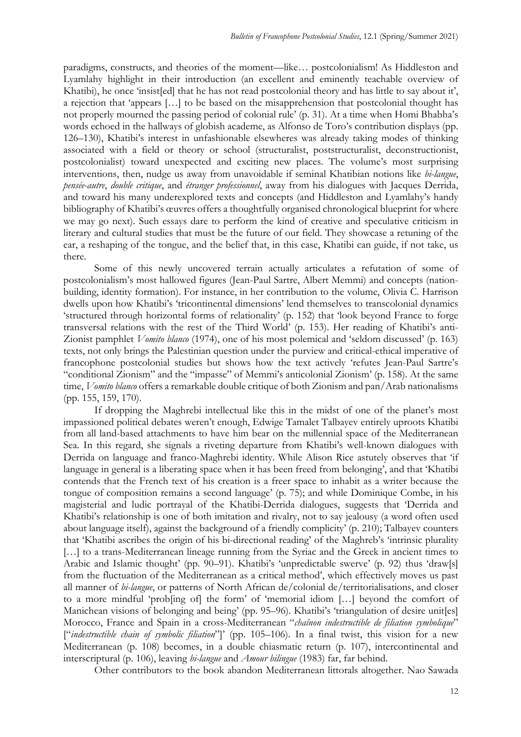paradigms, constructs, and theories of the moment—like… postcolonialism! As Hiddleston and Lyamlahy highlight in their introduction (an excellent and eminently teachable overview of Khatibi), he once 'insist[ed] that he has not read postcolonial theory and has little to say about it', a rejection that 'appears […] to be based on the misapprehension that postcolonial thought has not properly mourned the passing period of colonial rule' (p. 31). At a time when Homi Bhabha's words echoed in the hallways of globish academe, as Alfonso de Toro's contribution displays (pp. 126–130), Khatibi's interest in unfashionable elsewheres was already taking modes of thinking associated with a field or theory or school (structuralist, poststructuralist, deconstructionist, postcolonialist) toward unexpected and exciting new places. The volume's most surprising interventions, then, nudge us away from unavoidable if seminal Khatibian notions like *bi-langue*, *pensée-autre*, *double critique*, and *étranger professionnel*, away from his dialogues with Jacques Derrida, and toward his many underexplored texts and concepts (and Hiddleston and Lyamlahy's handy bibliography of Khatibi's œuvres offers a thoughtfully organised chronological blueprint for where we may go next). Such essays dare to perform the kind of creative and speculative criticism in literary and cultural studies that must be the future of our field. They showcase a retuning of the ear, a reshaping of the tongue, and the belief that, in this case, Khatibi can guide, if not take, us there.

Some of this newly uncovered terrain actually articulates a refutation of some of postcolonialism's most hallowed figures (Jean-Paul Sartre, Albert Memmi) and concepts (nation-building, identity formation). For instance, in her contribution to the volume, Olivia C. Harrison dwells upon how Khatibi's 'tricontinental dimensions' lend themselves to transcolonial dynamics 'structured through horizontal forms of relationality' (p. 152) that 'look beyond France to forge transversal relations with the rest of the Third World' (p. 153). Her reading of Khatibi's anti-Zionist pamphlet *Vomito blanco* (1974), one of his most polemical and 'seldom discussed' (p. 163) texts, not only brings the Palestinian question under the purview and critical-ethical imperative of francophone postcolonial studies but shows how the text actively 'refutes Jean-Paul Sartre's "conditional Zionism" and the "impasse" of Memmi's anticolonial Zionism' (p. 158). At the same time, *Vomito blanco* offers a remarkable double critique of both Zionism and pan/Arab nationalisms (pp. 155, 159, 170).

If dropping the Maghrebi intellectual like this in the midst of one of the planet's most impassioned political debates weren't enough, Edwige Tamalet Talbayev entirely uproots Khatibi from all land-based attachments to have him bear on the millennial space of the Mediterranean Sea. In this regard, she signals a riveting departure from Khatibi's well-known dialogues with Derrida on language and franco-Maghrebi identity. While Alison Rice astutely observes that 'if language in general is a liberating space when it has been freed from belonging', and that 'Khatibi contends that the French text of his creation is a freer space to inhabit as a writer because the tongue of composition remains a second language' (p. 75); and while Dominique Combe, in his magisterial and ludic portrayal of the Khatibi-Derrida dialogues, suggests that 'Derrida and Khatibi's relationship is one of both imitation and rivalry, not to say jealousy (a word often used about language itself), against the background of a friendly complicity' (p. 210); Talbayev counters that 'Khatibi ascribes the origin of his bi-directional reading' of the Maghreb's 'intrinsic plurality […] to a trans-Mediterranean lineage running from the Syriac and the Greek in ancient times to Arabic and Islamic thought' (pp. 90–91). Khatibi's 'unpredictable swerve' (p. 92) thus 'draw[s] from the fluctuation of the Mediterranean as a critical method', which effectively moves us past all manner of *bi-langue*, or patterns of North African de/colonial de/territorialisations, and closer to a more mindful 'prob[ing of] the form' of 'memorial idiom […] beyond the comfort of Manichean visions of belonging and being' (pp. 95–96). Khatibi's 'triangulation of desire unit[es] Morocco, France and Spain in a cross-Mediterranean "*chaînon indestructible de filiation symbolique*" ["*indestructible chain of symbolic filiation*"]' (pp. 105–106). In a final twist, this vision for a new Mediterranean (p. 108) becomes, in a double chiasmatic return (p. 107), intercontinental and interscriptural (p. 106), leaving *bi-langue* and *Amour bilingue* (1983) far, far behind.

Other contributors to the book abandon Mediterranean littorals altogether. Nao Sawada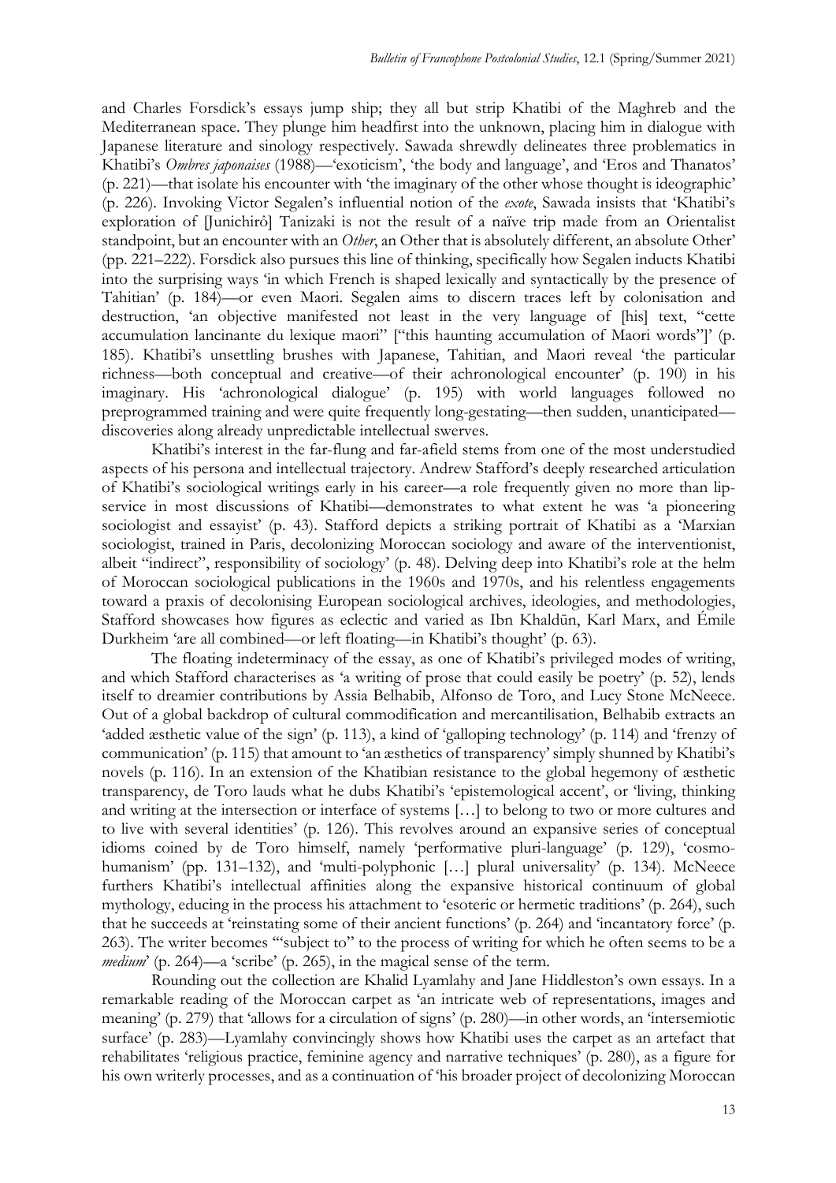and Charles Forsdick's essays jump ship; they all but strip Khatibi of the Maghreb and the Mediterranean space. They plunge him headfirst into the unknown, placing him in dialogue with Japanese literature and sinology respectively. Sawada shrewdly delineates three problematics in Khatibi's *Ombres japonaises* (1988)—'exoticism', 'the body and language', and 'Eros and Thanatos' (p. 221)—that isolate his encounter with 'the imaginary of the other whose thought is ideographic' (p. 226). Invoking Victor Segalen's influential notion of the *exote*, Sawada insists that 'Khatibi's exploration of [Junichirô] Tanizaki is not the result of a naïve trip made from an Orientalist standpoint, but an encounter with an *Other*, an Other that is absolutely different, an absolute Other' (pp. 221–222). Forsdick also pursues this line of thinking, specifically how Segalen inducts Khatibi into the surprising ways 'in which French is shaped lexically and syntactically by the presence of Tahitian' (p. 184)—or even Maori. Segalen aims to discern traces left by colonisation and destruction, 'an objective manifested not least in the very language of [his] text, "cette accumulation lancinante du lexique maori" ["this haunting accumulation of Maori words"]' (p. 185). Khatibi's unsettling brushes with Japanese, Tahitian, and Maori reveal 'the particular richness—both conceptual and creative—of their achronological encounter' (p. 190) in his imaginary. His 'achronological dialogue' (p. 195) with world languages followed no preprogrammed training and were quite frequently long-gestating—then sudden, unanticipated—discoveries along already unpredictable intellectual swerves.

Khatibi's interest in the far-flung and far-afield stems from one of the most understudied aspects of his persona and intellectual trajectory. Andrew Stafford's deeply researched articulation of Khatibi's sociological writings early in his career—a role frequently given no more than lip-service in most discussions of Khatibi—demonstrates to what extent he was 'a pioneering sociologist and essayist' (p. 43). Stafford depicts a striking portrait of Khatibi as a 'Marxian sociologist, trained in Paris, decolonizing Moroccan sociology and aware of the interventionist, albeit "indirect", responsibility of sociology' (p. 48). Delving deep into Khatibi's role at the helm of Moroccan sociological publications in the 1960s and 1970s, and his relentless engagements toward a praxis of decolonising European sociological archives, ideologies, and methodologies, Stafford showcases how figures as eclectic and varied as Ibn Khaldūn, Karl Marx, and Émile Durkheim 'are all combined—or left floating—in Khatibi's thought' (p. 63).

The floating indeterminacy of the essay, as one of Khatibi's privileged modes of writing, and which Stafford characterises as 'a writing of prose that could easily be poetry' (p. 52), lends itself to dreamier contributions by Assia Belhabib, Alfonso de Toro, and Lucy Stone McNeece. Out of a global backdrop of cultural commodification and mercantilisation, Belhabib extracts an 'added æsthetic value of the sign' (p. 113), a kind of 'galloping technology' (p. 114) and 'frenzy of communication' (p. 115) that amount to 'an æsthetics of transparency' simply shunned by Khatibi's novels (p. 116). In an extension of the Khatibian resistance to the global hegemony of æsthetic transparency, de Toro lauds what he dubs Khatibi's 'epistemological accent', or 'living, thinking and writing at the intersection or interface of systems […] to belong to two or more cultures and to live with several identities' (p. 126). This revolves around an expansive series of conceptual idioms coined by de Toro himself, namely 'performative pluri-language' (p. 129), 'cosmo-humanism' (pp. 131–132), and 'multi-polyphonic […] plural universality' (p. 134). McNeece furthers Khatibi's intellectual affinities along the expansive historical continuum of global mythology, educing in the process his attachment to 'esoteric or hermetic traditions' (p. 264), such that he succeeds at 'reinstating some of their ancient functions' (p. 264) and 'incantatory force' (p. 263). The writer becomes '"subject to" to the process of writing for which he often seems to be a *medium*' (p. 264)—a 'scribe' (p. 265), in the magical sense of the term.

Rounding out the collection are Khalid Lyamlahy and Jane Hiddleston's own essays. In a remarkable reading of the Moroccan carpet as 'an intricate web of representations, images and meaning' (p. 279) that 'allows for a circulation of signs' (p. 280)—in other words, an 'intersemiotic surface' (p. 283)—Lyamlahy convincingly shows how Khatibi uses the carpet as an artefact that rehabilitates 'religious practice, feminine agency and narrative techniques' (p. 280), as a figure for his own writerly processes, and as a continuation of 'his broader project of decolonizing Moroccan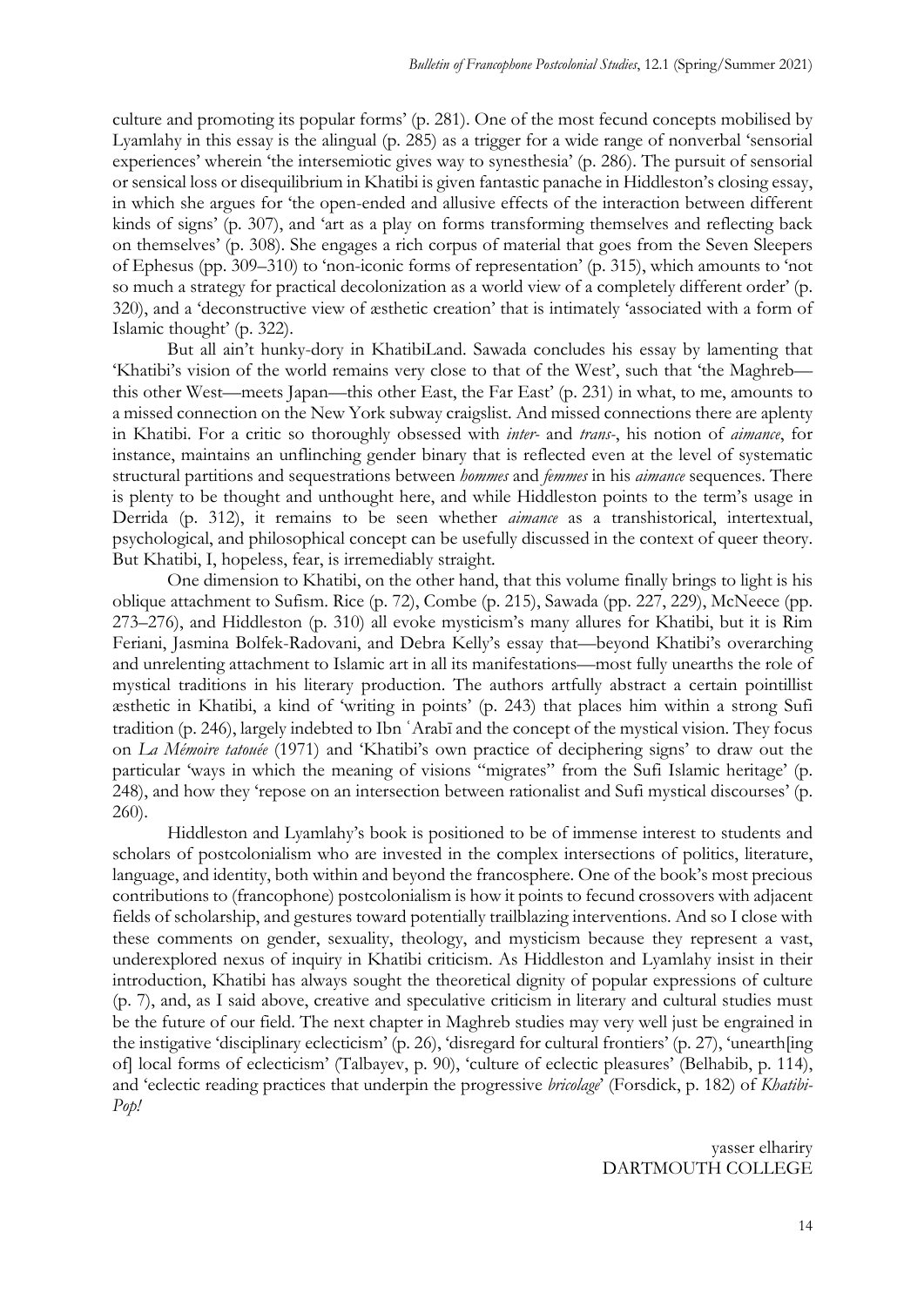culture and promoting its popular forms' (p. 281). One of the most fecund concepts mobilised by Lyamlahy in this essay is the alingual (p. 285) as a trigger for a wide range of nonverbal 'sensorial experiences' wherein 'the intersemiotic gives way to synesthesia' (p. 286). The pursuit of sensorial or sensical loss or disequilibrium in Khatibi is given fantastic panache in Hiddleston's closing essay, in which she argues for 'the open-ended and allusive effects of the interaction between different kinds of signs' (p. 307), and 'art as a play on forms transforming themselves and reflecting back on themselves' (p. 308). She engages a rich corpus of material that goes from the Seven Sleepers of Ephesus (pp. 309–310) to 'non-iconic forms of representation' (p. 315), which amounts to 'not so much a strategy for practical decolonization as a world view of a completely different order' (p. 320), and a 'deconstructive view of æsthetic creation' that is intimately 'associated with a form of Islamic thought' (p. 322).

But all ain't hunky-dory in KhatibiLand. Sawada concludes his essay by lamenting that 'Khatibi's vision of the world remains very close to that of the West', such that 'the Maghreb—this other West—meets Japan—this other East, the Far East' (p. 231) in what, to me, amounts to a missed connection on the New York subway craigslist. And missed connections there are aplenty in Khatibi. For a critic so thoroughly obsessed with *inter-* and *trans-*, his notion of *aimance*, for instance, maintains an unflinching gender binary that is reflected even at the level of systematic structural partitions and sequestrations between *hommes* and *femmes* in his *aimance* sequences. There is plenty to be thought and unthought here, and while Hiddleston points to the term's usage in Derrida (p. 312), it remains to be seen whether *aimance* as a transhistorical, intertextual, psychological, and philosophical concept can be usefully discussed in the context of queer theory. But Khatibi, I, hopeless, fear, is irremediably straight.

One dimension to Khatibi, on the other hand, that this volume finally brings to light is his oblique attachment to Sufism. Rice (p. 72), Combe (p. 215), Sawada (pp. 227, 229), McNeece (pp. 273–276), and Hiddleston (p. 310) all evoke mysticism's many allures for Khatibi, but it is Rim Feriani, Jasmina Bolfek-Radovani, and Debra Kelly's essay that—beyond Khatibi's overarching and unrelenting attachment to Islamic art in all its manifestations—most fully unearths the role of mystical traditions in his literary production. The authors artfully abstract a certain pointillist æsthetic in Khatibi, a kind of 'writing in points' (p. 243) that places him within a strong Sufi tradition (p. 246), largely indebted to Ibn ʿArabī and the concept of the mystical vision. They focus on *La Mémoire tatouée* (1971) and 'Khatibi's own practice of deciphering signs' to draw out the particular 'ways in which the meaning of visions "migrates" from the Sufi Islamic heritage' (p. 248), and how they 'repose on an intersection between rationalist and Sufi mystical discourses' (p. 260).

Hiddleston and Lyamlahy's book is positioned to be of immense interest to students and scholars of postcolonialism who are invested in the complex intersections of politics, literature, language, and identity, both within and beyond the francosphere. One of the book's most precious contributions to (francophone) postcolonialism is how it points to fecund crossovers with adjacent fields of scholarship, and gestures toward potentially trailblazing interventions. And so I close with these comments on gender, sexuality, theology, and mysticism because they represent a vast, underexplored nexus of inquiry in Khatibi criticism. As Hiddleston and Lyamlahy insist in their introduction, Khatibi has always sought the theoretical dignity of popular expressions of culture (p. 7), and, as I said above, creative and speculative criticism in literary and cultural studies must be the future of our field. The next chapter in Maghreb studies may very well just be engrained in the instigative 'disciplinary eclecticism' (p. 26), 'disregard for cultural frontiers' (p. 27), 'unearth[ing of] local forms of eclecticism' (Talbayev, p. 90), 'culture of eclectic pleasures' (Belhabib, p. 114), and 'eclectic reading practices that underpin the progressive *bricolage*' (Forsdick, p. 182) of *Khatibi-Pop!*

yasser elhariry
DARTMOUTH COLLEGE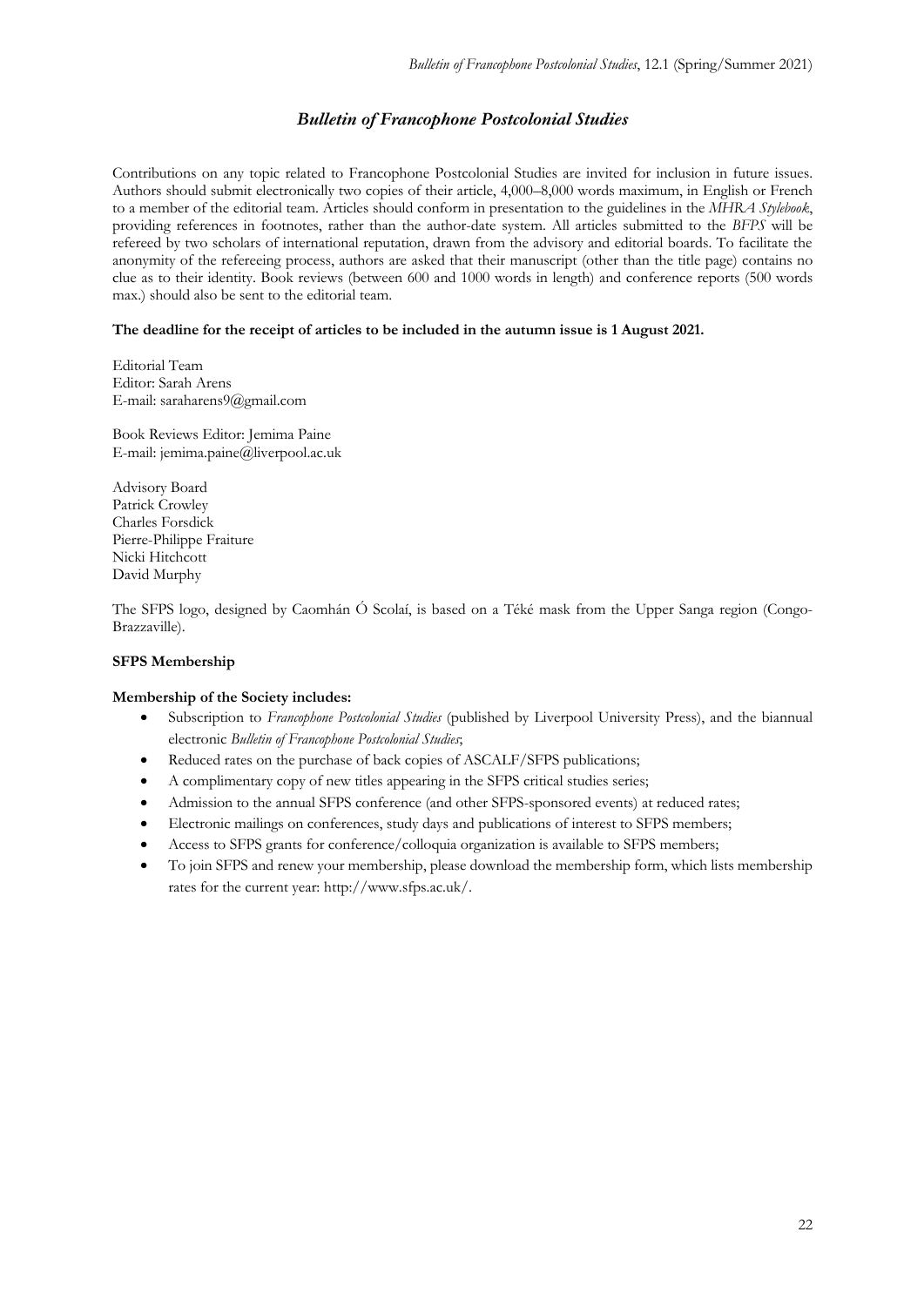## *Bulletin of Francophone Postcolonial Studies*

Contributions on any topic related to Francophone Postcolonial Studies are invited for inclusion in future issues. Authors should submit electronically two copies of their article, 4,000–8,000 words maximum, in English or French to a member of the editorial team. Articles should conform in presentation to the guidelines in the *MHRA Stylebook*, providing references in footnotes, rather than the author-date system. All articles submitted to the *BFPS* will be refereed by two scholars of international reputation, drawn from the advisory and editorial boards. To facilitate the anonymity of the refereeing process, authors are asked that their manuscript (other than the title page) contains no clue as to their identity. Book reviews (between 600 and 1000 words in length) and conference reports (500 words max.) should also be sent to the editorial team.

**The deadline for the receipt of articles to be included in the autumn issue is 1 August 2021.**

Editorial Team
Editor: Sarah Arens
E-mail: saraharens9@gmail.com

Book Reviews Editor: Jemima Paine
E-mail: jemima.paine@liverpool.ac.uk

Advisory Board
Patrick Crowley
Charles Forsdick
Pierre-Philippe Fraiture
Nicki Hitchcott
David Murphy

The SFPS logo, designed by Caomhán Ó Scolaí, is based on a Téké mask from the Upper Sanga region (Congo-Brazzaville).

**SFPS Membership**

**Membership of the Society includes:**

- Subscription to *Francophone Postcolonial Studies* (published by Liverpool University Press), and the biannual electronic *Bulletin of Francophone Postcolonial Studies*;
- Reduced rates on the purchase of back copies of ASCALF/SFPS publications;
- A complimentary copy of new titles appearing in the SFPS critical studies series;
- Admission to the annual SFPS conference (and other SFPS-sponsored events) at reduced rates;
- Electronic mailings on conferences, study days and publications of interest to SFPS members;
- Access to SFPS grants for conference/colloquia organization is available to SFPS members;
- To join SFPS and renew your membership, please download the membership form, which lists membership rates for the current year: http://www.sfps.ac.uk/.